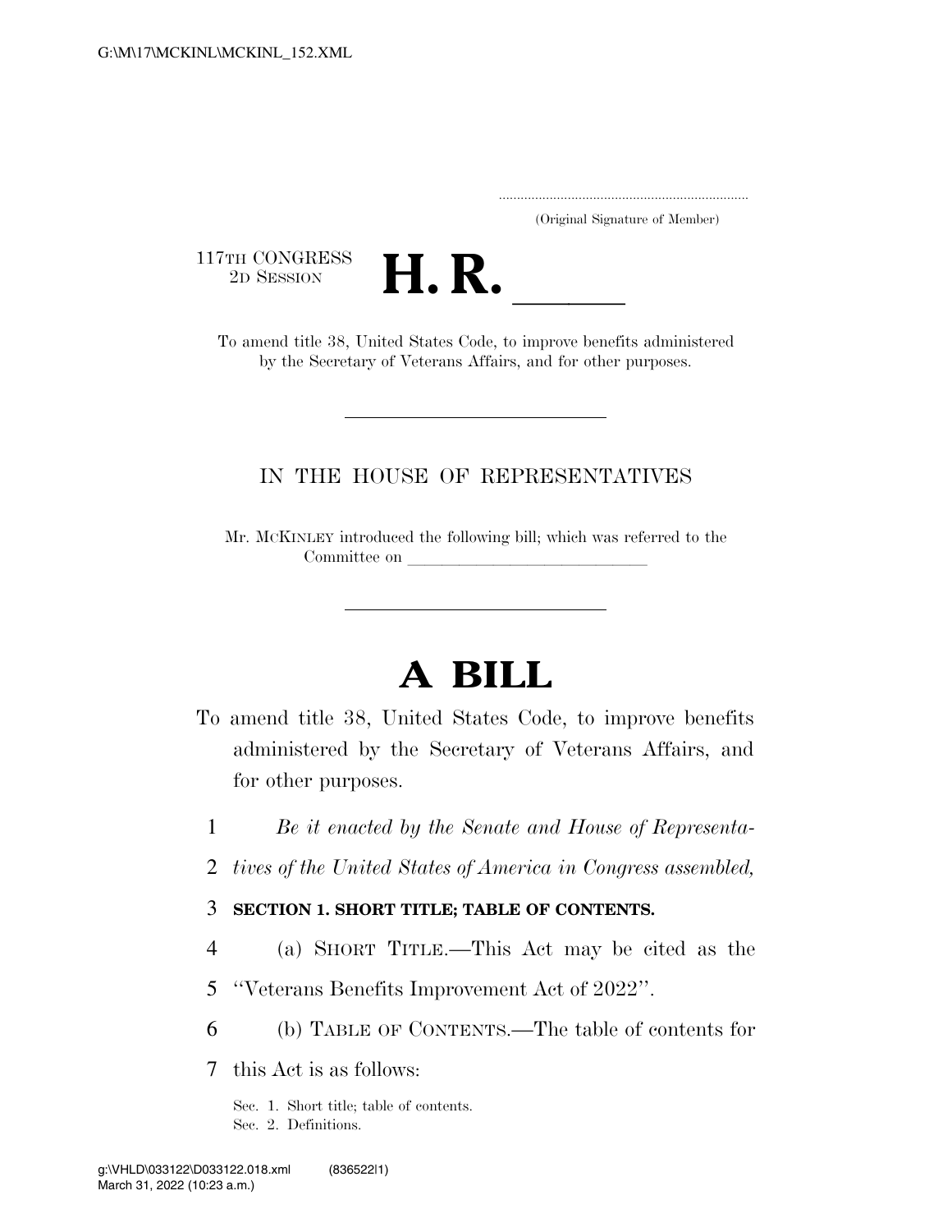G:\M\17\MCKINL\MCKINL_152.XML

.....................................................................
(Original Signature of Member)

117TH CONGRESS
2D SESSION

# H. R. \_\_\_\_\_

To amend title 38, United States Code, to improve benefits administered by the Secretary of Veterans Affairs, and for other purposes.

---

IN THE HOUSE OF REPRESENTATIVES

Mr. MCKINLEY introduced the following bill; which was referred to the Committee on \_\_\_\_\_\_\_\_\_\_\_\_\_\_\_\_\_\_\_\_\_\_\_\_\_\_\_\_\_\_

---

# A BILL

To amend title 38, United States Code, to improve benefits administered by the Secretary of Veterans Affairs, and for other purposes.

1 *Be it enacted by the Senate and House of Representa-*
2 *tives of the United States of America in Congress assembled,*

3 **SECTION 1. SHORT TITLE; TABLE OF CONTENTS.**

4 (a) SHORT TITLE.—This Act may be cited as the
5 "Veterans Benefits Improvement Act of 2022".

6 (b) TABLE OF CONTENTS.—The table of contents for
7 this Act is as follows:

Sec. 1. Short title; table of contents.
Sec. 2. Definitions.

g:\VHLD\033122\D033122.018.xml (836522|1)
March 31, 2022 (10:23 a.m.)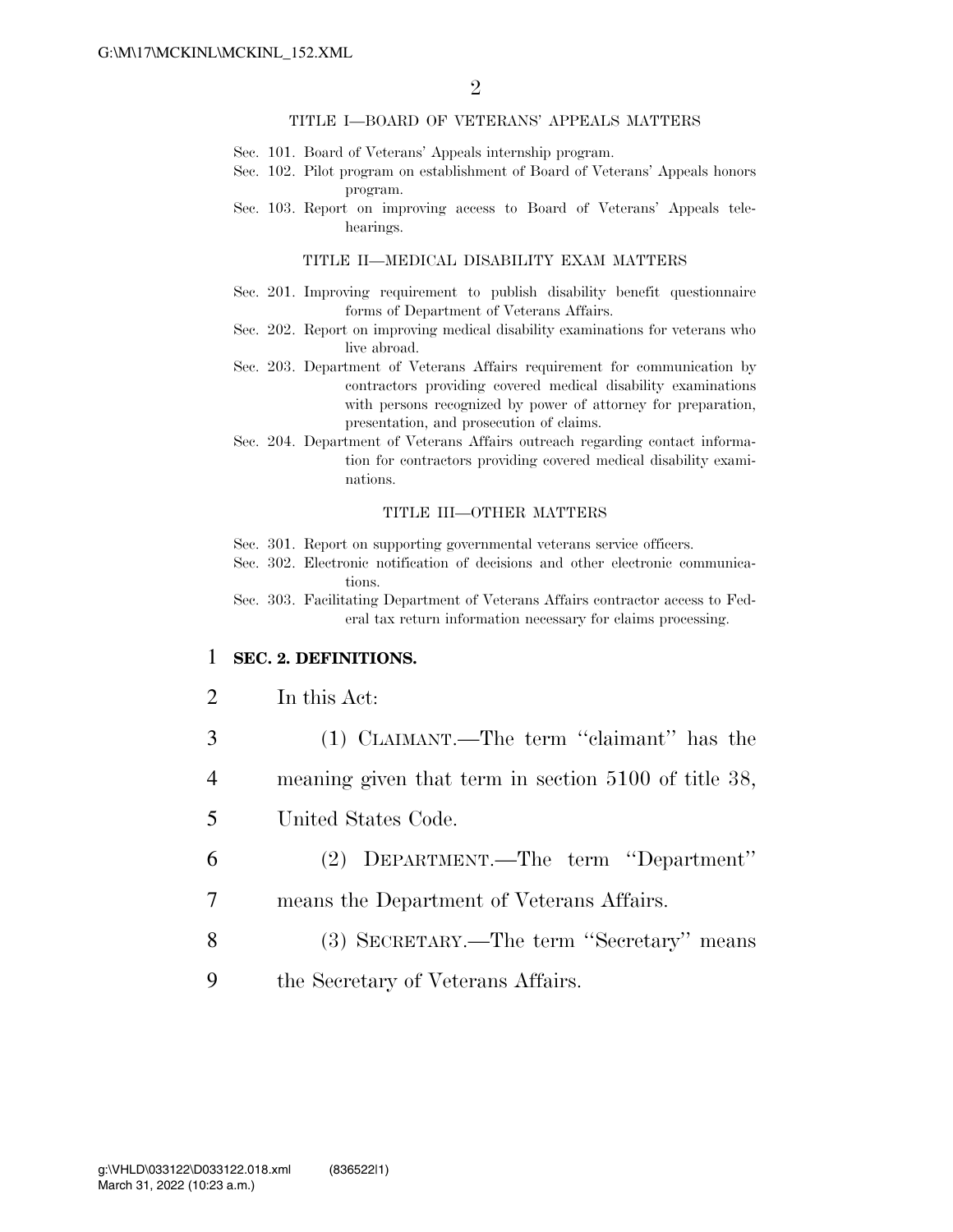TITLE I—BOARD OF VETERANS' APPEALS MATTERS

Sec. 101. Board of Veterans' Appeals internship program.
Sec. 102. Pilot program on establishment of Board of Veterans' Appeals honors program.
Sec. 103. Report on improving access to Board of Veterans' Appeals telehearings.

TITLE II—MEDICAL DISABILITY EXAM MATTERS

Sec. 201. Improving requirement to publish disability benefit questionnaire forms of Department of Veterans Affairs.
Sec. 202. Report on improving medical disability examinations for veterans who live abroad.
Sec. 203. Department of Veterans Affairs requirement for communication by contractors providing covered medical disability examinations with persons recognized by power of attorney for preparation, presentation, and prosecution of claims.
Sec. 204. Department of Veterans Affairs outreach regarding contact information for contractors providing covered medical disability examinations.

TITLE III—OTHER MATTERS

Sec. 301. Report on supporting governmental veterans service officers.
Sec. 302. Electronic notification of decisions and other electronic communications.
Sec. 303. Facilitating Department of Veterans Affairs contractor access to Federal tax return information necessary for claims processing.

**SEC. 2. DEFINITIONS.**

In this Act:

(1) CLAIMANT.—The term ''claimant'' has the meaning given that term in section 5100 of title 38, United States Code.

(2) DEPARTMENT.—The term ''Department'' means the Department of Veterans Affairs.

(3) SECRETARY.—The term ''Secretary'' means the Secretary of Veterans Affairs.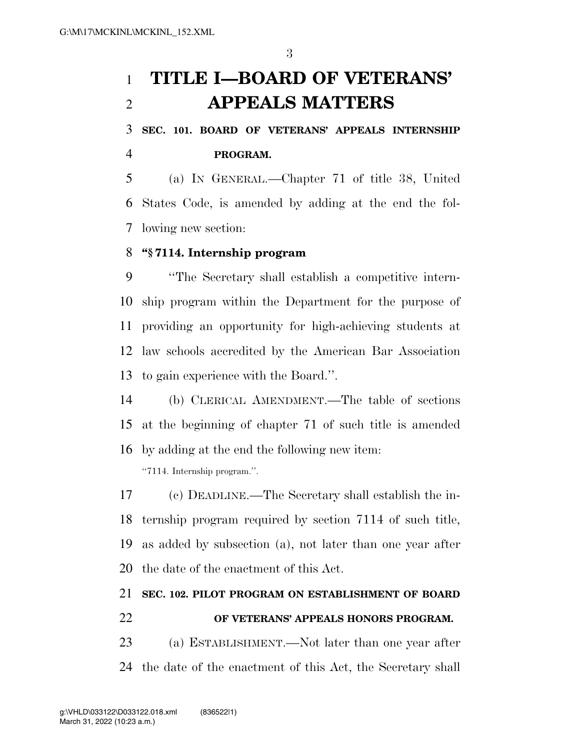# TITLE I—BOARD OF VETERANS' APPEALS MATTERS

### SEC. 101. BOARD OF VETERANS' APPEALS INTERNSHIP PROGRAM.

(a) IN GENERAL.—Chapter 71 of title 38, United States Code, is amended by adding at the end the following new section:

**"§ 7114. Internship program**

"The Secretary shall establish a competitive internship program within the Department for the purpose of providing an opportunity for high-achieving students at law schools accredited by the American Bar Association to gain experience with the Board.".

(b) CLERICAL AMENDMENT.—The table of sections at the beginning of chapter 71 of such title is amended by adding at the end the following new item:

"7114. Internship program.".

(c) DEADLINE.—The Secretary shall establish the internship program required by section 7114 of such title, as added by subsection (a), not later than one year after the date of the enactment of this Act.

### SEC. 102. PILOT PROGRAM ON ESTABLISHMENT OF BOARD OF VETERANS' APPEALS HONORS PROGRAM.

(a) ESTABLISHMENT.—Not later than one year after the date of the enactment of this Act, the Secretary shall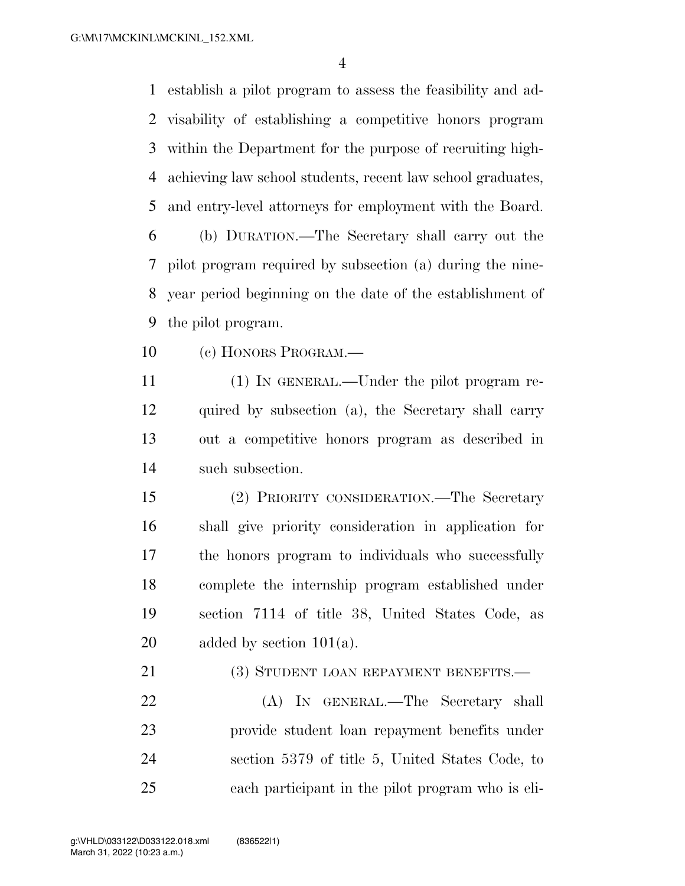establish a pilot program to assess the feasibility and advisability of establishing a competitive honors program within the Department for the purpose of recruiting high-achieving law school students, recent law school graduates, and entry-level attorneys for employment with the Board.

(b) DURATION.—The Secretary shall carry out the pilot program required by subsection (a) during the nine-year period beginning on the date of the establishment of the pilot program.

(c) HONORS PROGRAM.—

(1) IN GENERAL.—Under the pilot program required by subsection (a), the Secretary shall carry out a competitive honors program as described in such subsection.

(2) PRIORITY CONSIDERATION.—The Secretary shall give priority consideration in application for the honors program to individuals who successfully complete the internship program established under section 7114 of title 38, United States Code, as added by section 101(a).

(3) STUDENT LOAN REPAYMENT BENEFITS.—

(A) IN GENERAL.—The Secretary shall provide student loan repayment benefits under section 5379 of title 5, United States Code, to each participant in the pilot program who is eli-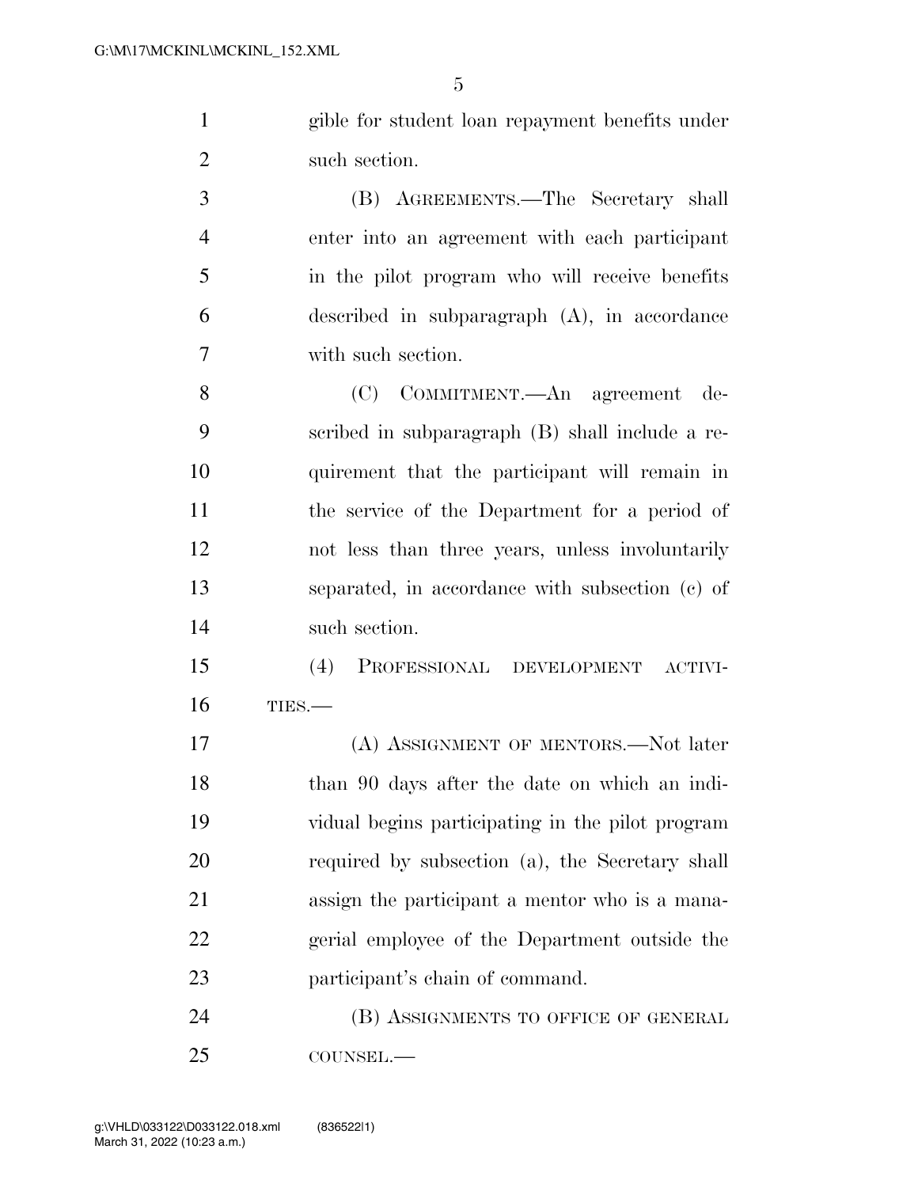gible for student loan repayment benefits under such section.

(B) AGREEMENTS.—The Secretary shall enter into an agreement with each participant in the pilot program who will receive benefits described in subparagraph (A), in accordance with such section.

(C) COMMITMENT.—An agreement described in subparagraph (B) shall include a requirement that the participant will remain in the service of the Department for a period of not less than three years, unless involuntarily separated, in accordance with subsection (c) of such section.

(4) PROFESSIONAL DEVELOPMENT ACTIVITIES.—

(A) ASSIGNMENT OF MENTORS.—Not later than 90 days after the date on which an individual begins participating in the pilot program required by subsection (a), the Secretary shall assign the participant a mentor who is a managerial employee of the Department outside the participant's chain of command.

(B) ASSIGNMENTS TO OFFICE OF GENERAL COUNSEL.—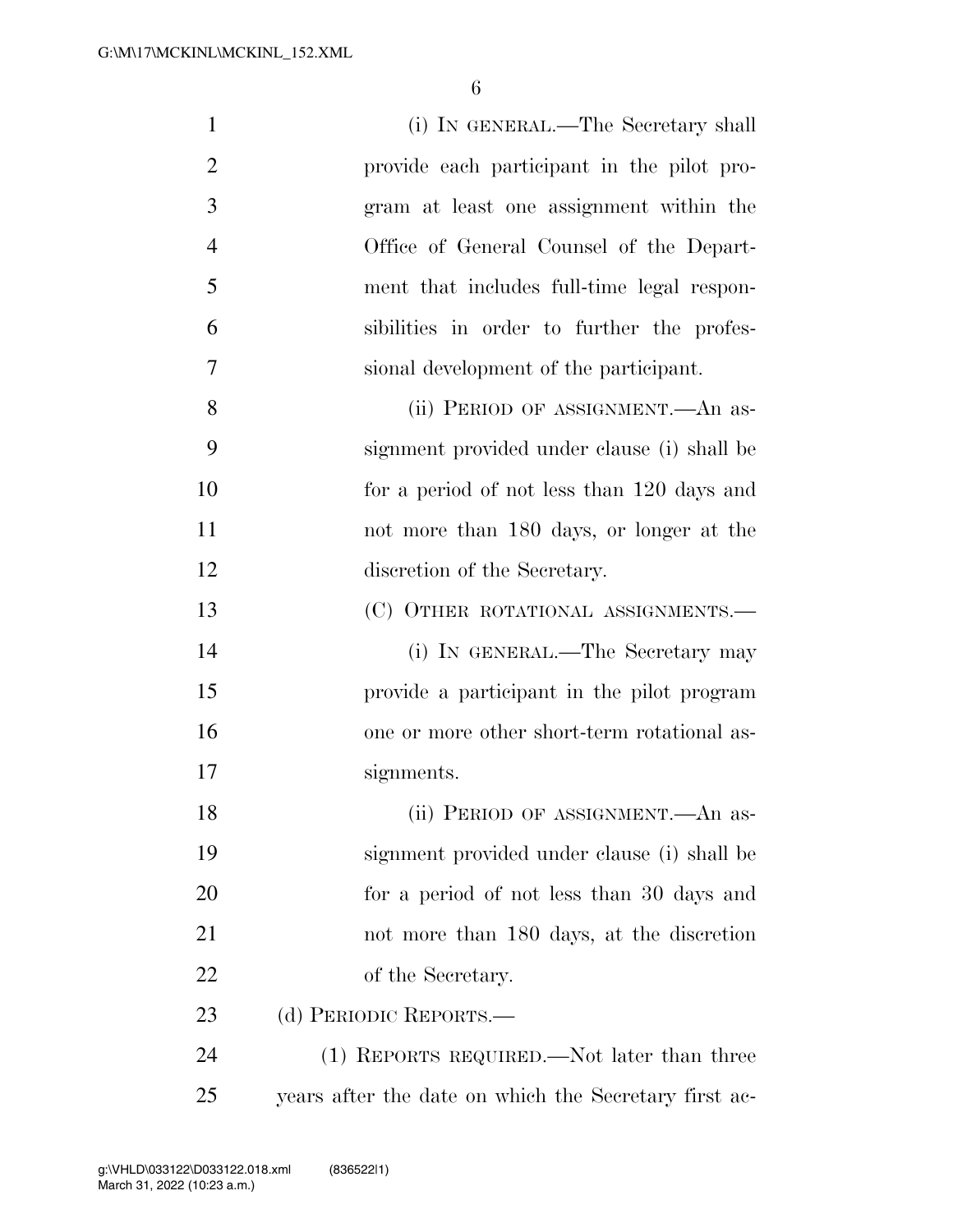(i) IN GENERAL.—The Secretary shall provide each participant in the pilot program at least one assignment within the Office of General Counsel of the Department that includes full-time legal responsibilities in order to further the professional development of the participant.

(ii) PERIOD OF ASSIGNMENT.—An assignment provided under clause (i) shall be for a period of not less than 120 days and not more than 180 days, or longer at the discretion of the Secretary.

(C) OTHER ROTATIONAL ASSIGNMENTS.—

(i) IN GENERAL.—The Secretary may provide a participant in the pilot program one or more other short-term rotational assignments.

(ii) PERIOD OF ASSIGNMENT.—An assignment provided under clause (i) shall be for a period of not less than 30 days and not more than 180 days, at the discretion of the Secretary.

(d) PERIODIC REPORTS.—

(1) REPORTS REQUIRED.—Not later than three years after the date on which the Secretary first ac-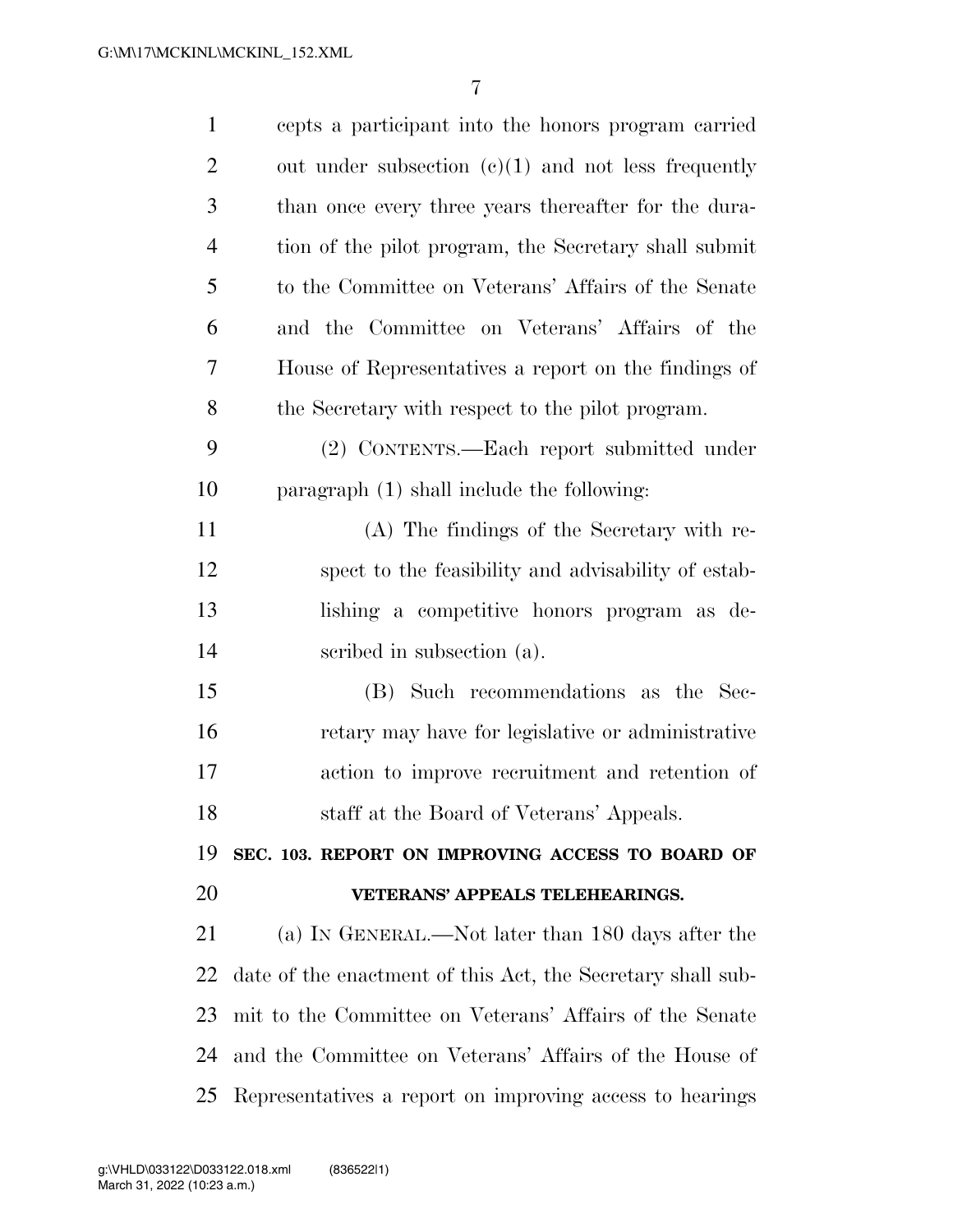cepts a participant into the honors program carried out under subsection (c)(1) and not less frequently than once every three years thereafter for the duration of the pilot program, the Secretary shall submit to the Committee on Veterans' Affairs of the Senate and the Committee on Veterans' Affairs of the House of Representatives a report on the findings of the Secretary with respect to the pilot program.

(2) CONTENTS.—Each report submitted under paragraph (1) shall include the following:

(A) The findings of the Secretary with respect to the feasibility and advisability of establishing a competitive honors program as described in subsection (a).

(B) Such recommendations as the Secretary may have for legislative or administrative action to improve recruitment and retention of staff at the Board of Veterans' Appeals.

**SEC. 103. REPORT ON IMPROVING ACCESS TO BOARD OF VETERANS' APPEALS TELEHEARINGS.**

(a) IN GENERAL.—Not later than 180 days after the date of the enactment of this Act, the Secretary shall submit to the Committee on Veterans' Affairs of the Senate and the Committee on Veterans' Affairs of the House of Representatives a report on improving access to hearings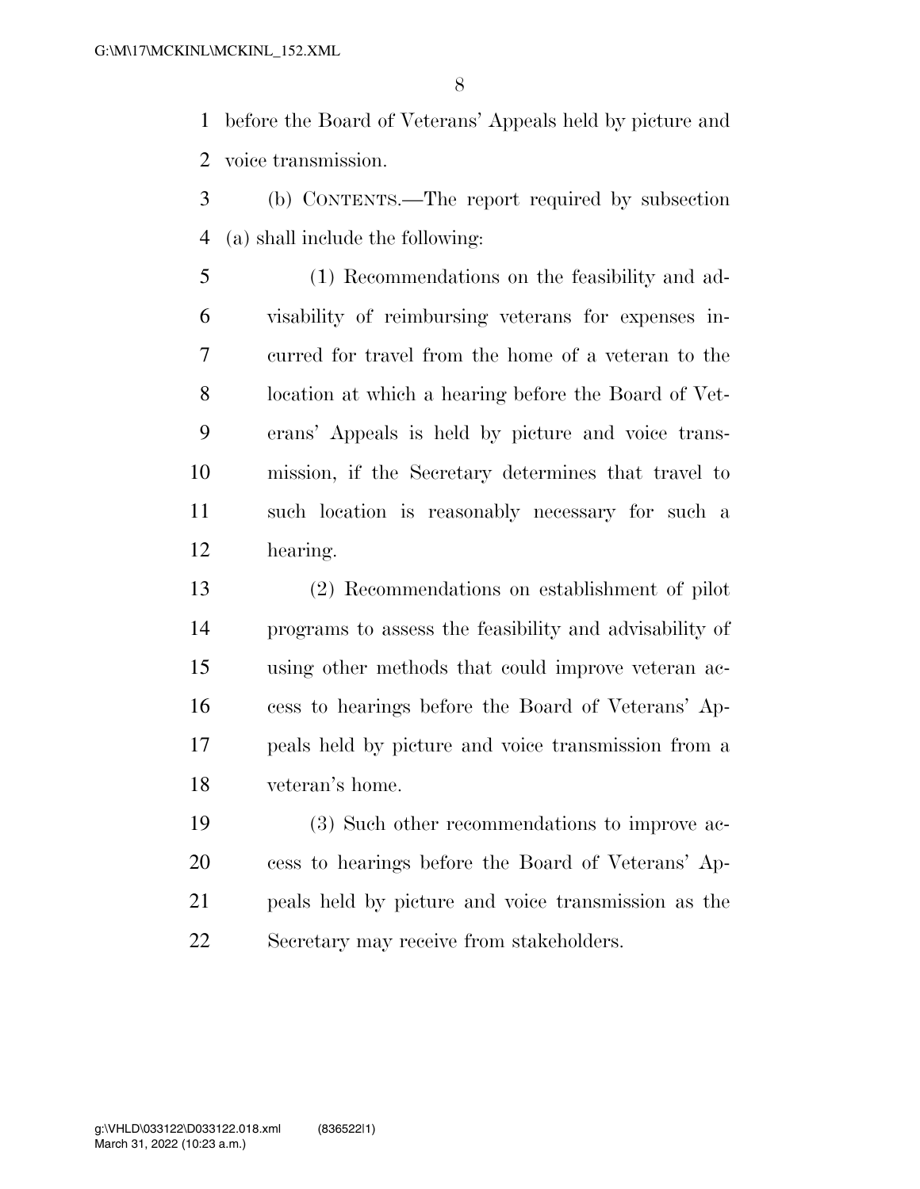before the Board of Veterans' Appeals held by picture and voice transmission.

(b) CONTENTS.—The report required by subsection (a) shall include the following:

(1) Recommendations on the feasibility and advisability of reimbursing veterans for expenses incurred for travel from the home of a veteran to the location at which a hearing before the Board of Veterans' Appeals is held by picture and voice transmission, if the Secretary determines that travel to such location is reasonably necessary for such a hearing.

(2) Recommendations on establishment of pilot programs to assess the feasibility and advisability of using other methods that could improve veteran access to hearings before the Board of Veterans' Appeals held by picture and voice transmission from a veteran's home.

(3) Such other recommendations to improve access to hearings before the Board of Veterans' Appeals held by picture and voice transmission as the Secretary may receive from stakeholders.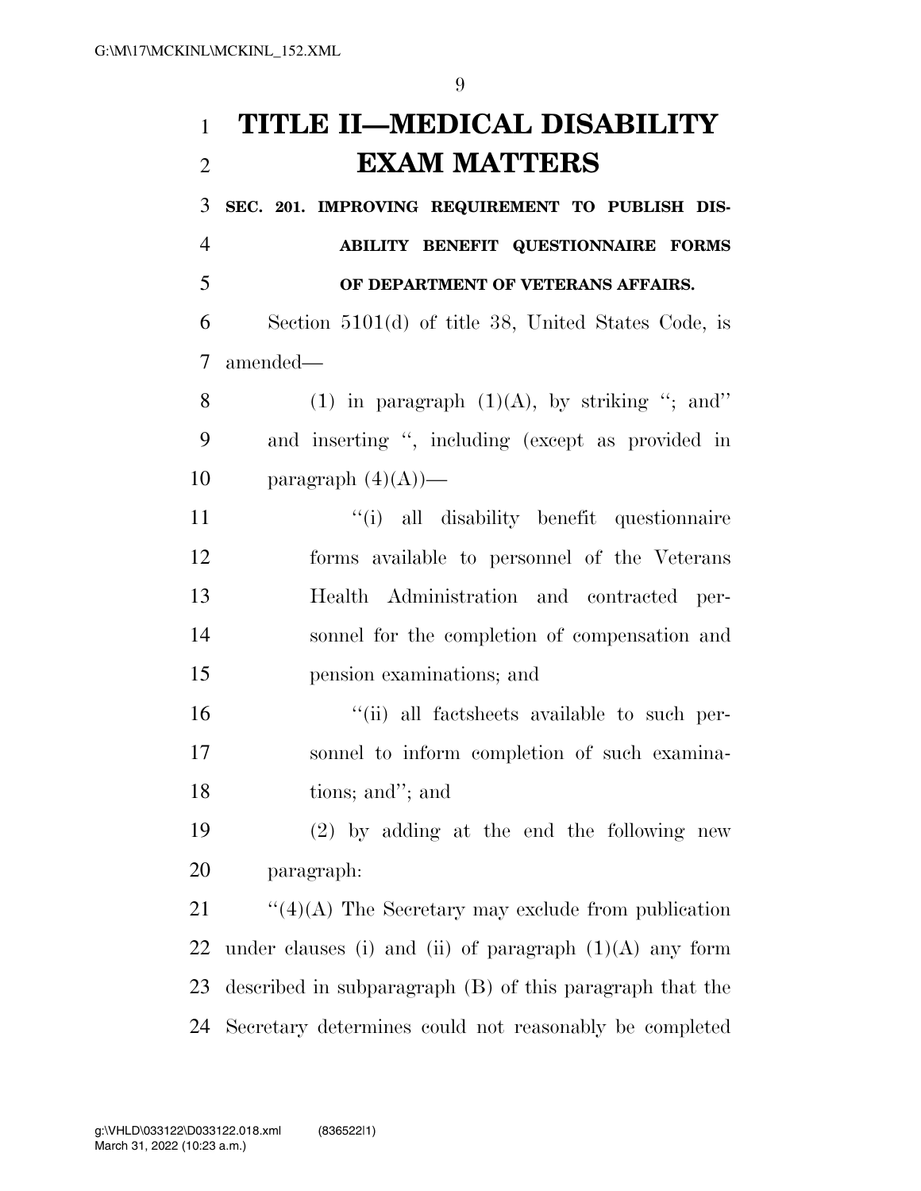# TITLE II—MEDICAL DISABILITY EXAM MATTERS

**SEC. 201. IMPROVING REQUIREMENT TO PUBLISH DISABILITY BENEFIT QUESTIONNAIRE FORMS OF DEPARTMENT OF VETERANS AFFAIRS.**

Section 5101(d) of title 38, United States Code, is amended—

(1) in paragraph (1)(A), by striking ''; and'' and inserting '', including (except as provided in paragraph (4)(A))—

''(i) all disability benefit questionnaire forms available to personnel of the Veterans Health Administration and contracted personnel for the completion of compensation and pension examinations; and

''(ii) all factsheets available to such personnel to inform completion of such examinations; and''; and

(2) by adding at the end the following new paragraph:

''(4)(A) The Secretary may exclude from publication under clauses (i) and (ii) of paragraph (1)(A) any form described in subparagraph (B) of this paragraph that the Secretary determines could not reasonably be completed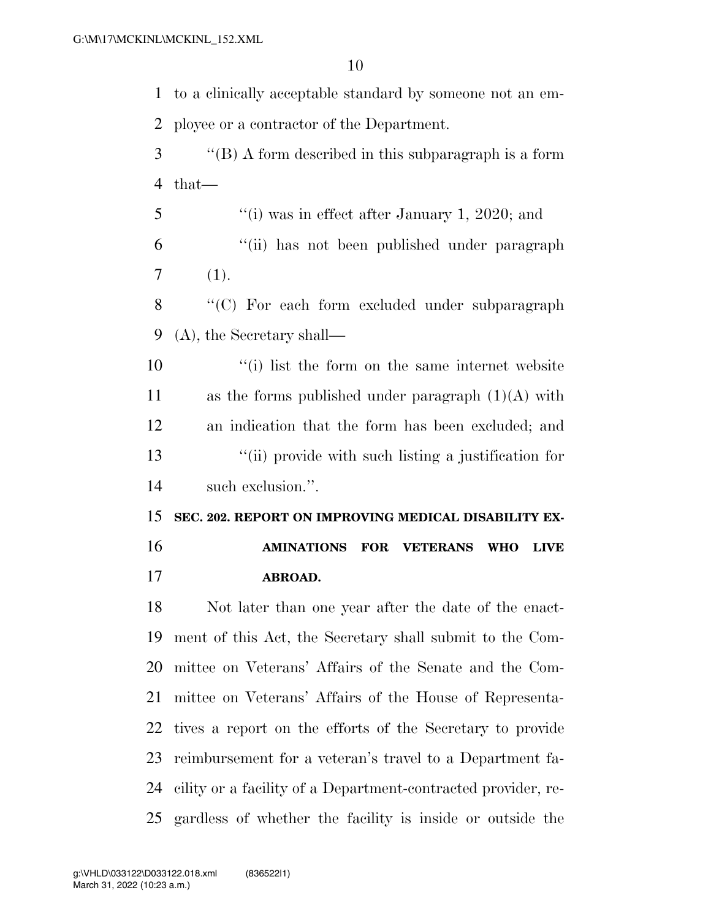to a clinically acceptable standard by someone not an employee or a contractor of the Department.

''(B) A form described in this subparagraph is a form that—

''(i) was in effect after January 1, 2020; and

''(ii) has not been published under paragraph (1).

''(C) For each form excluded under subparagraph (A), the Secretary shall—

''(i) list the form on the same internet website as the forms published under paragraph (1)(A) with an indication that the form has been excluded; and

''(ii) provide with such listing a justification for such exclusion.''.

**SEC. 202. REPORT ON IMPROVING MEDICAL DISABILITY EXAMINATIONS FOR VETERANS WHO LIVE ABROAD.**

Not later than one year after the date of the enactment of this Act, the Secretary shall submit to the Committee on Veterans' Affairs of the Senate and the Committee on Veterans' Affairs of the House of Representatives a report on the efforts of the Secretary to provide reimbursement for a veteran's travel to a Department facility or a facility of a Department-contracted provider, regardless of whether the facility is inside or outside the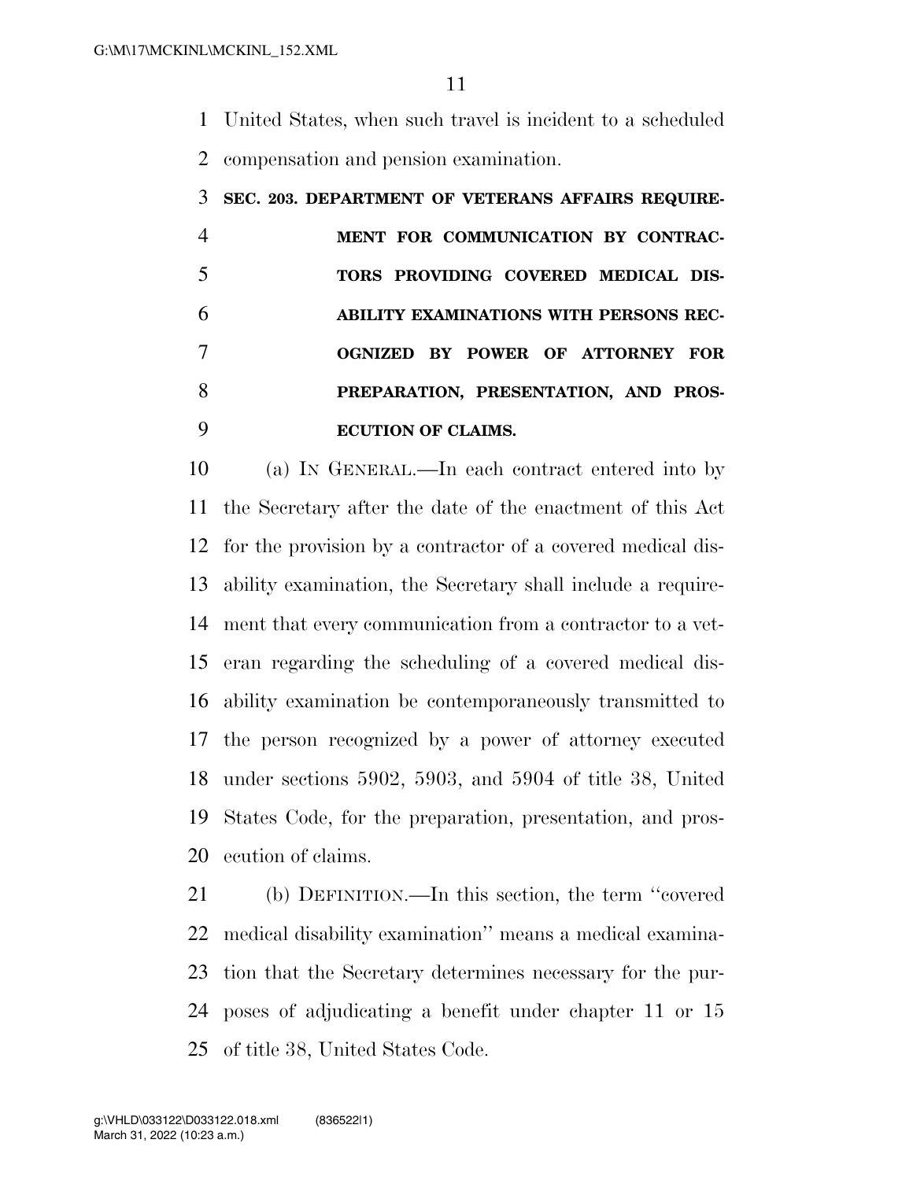United States, when such travel is incident to a scheduled compensation and pension examination.

### SEC. 203. DEPARTMENT OF VETERANS AFFAIRS REQUIREMENT FOR COMMUNICATION BY CONTRACTORS PROVIDING COVERED MEDICAL DISABILITY EXAMINATIONS WITH PERSONS RECOGNIZED BY POWER OF ATTORNEY FOR PREPARATION, PRESENTATION, AND PROSECUTION OF CLAIMS.

(a) IN GENERAL.—In each contract entered into by the Secretary after the date of the enactment of this Act for the provision by a contractor of a covered medical disability examination, the Secretary shall include a requirement that every communication from a contractor to a veteran regarding the scheduling of a covered medical disability examination be contemporaneously transmitted to the person recognized by a power of attorney executed under sections 5902, 5903, and 5904 of title 38, United States Code, for the preparation, presentation, and prosecution of claims.

(b) DEFINITION.—In this section, the term ''covered medical disability examination'' means a medical examination that the Secretary determines necessary for the purposes of adjudicating a benefit under chapter 11 or 15 of title 38, United States Code.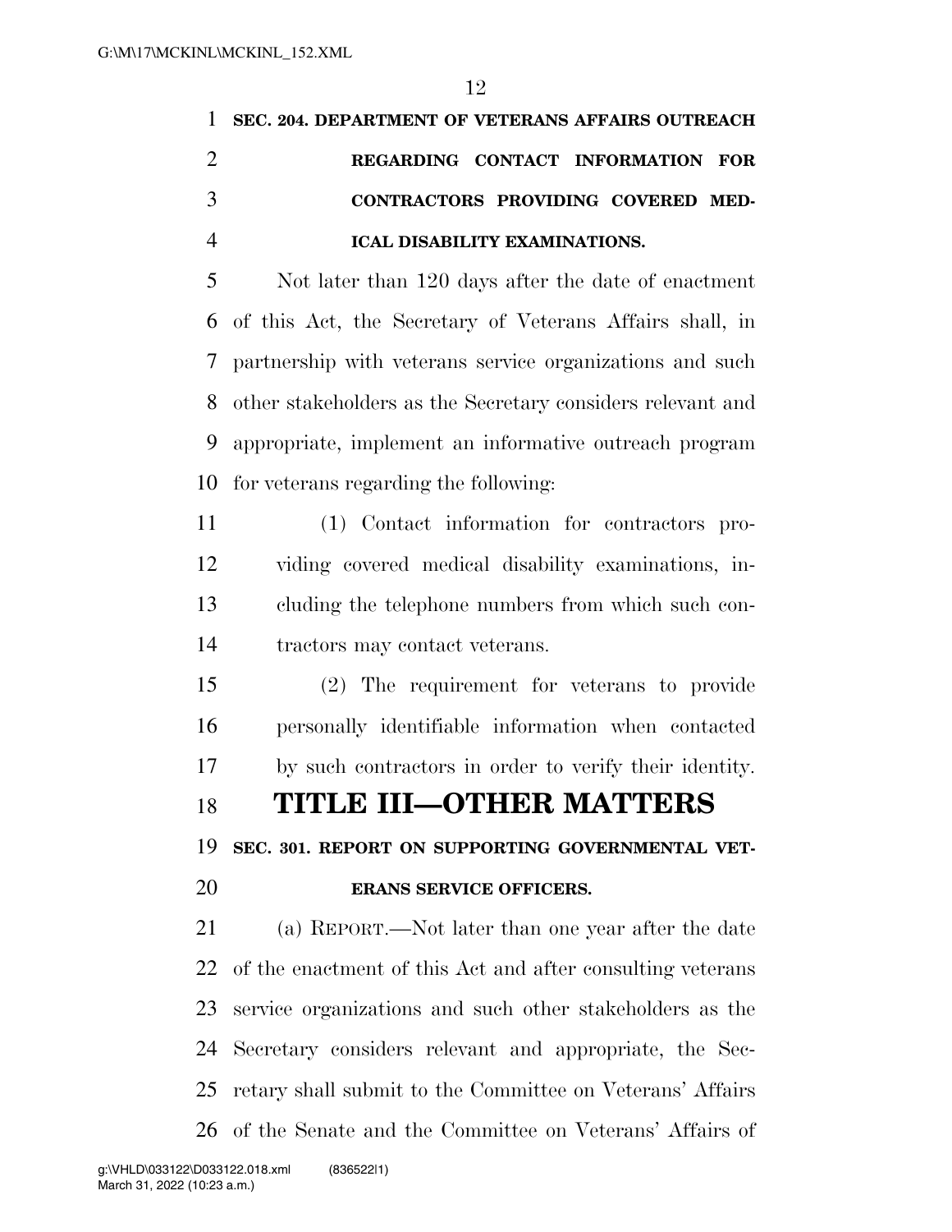**SEC. 204. DEPARTMENT OF VETERANS AFFAIRS OUTREACH REGARDING CONTACT INFORMATION FOR CONTRACTORS PROVIDING COVERED MEDICAL DISABILITY EXAMINATIONS.**

Not later than 120 days after the date of enactment of this Act, the Secretary of Veterans Affairs shall, in partnership with veterans service organizations and such other stakeholders as the Secretary considers relevant and appropriate, implement an informative outreach program for veterans regarding the following:

(1) Contact information for contractors providing covered medical disability examinations, including the telephone numbers from which such contractors may contact veterans.

(2) The requirement for veterans to provide personally identifiable information when contacted by such contractors in order to verify their identity.

# TITLE III—OTHER MATTERS

**SEC. 301. REPORT ON SUPPORTING GOVERNMENTAL VETERANS SERVICE OFFICERS.**

(a) REPORT.—Not later than one year after the date of the enactment of this Act and after consulting veterans service organizations and such other stakeholders as the Secretary considers relevant and appropriate, the Secretary shall submit to the Committee on Veterans' Affairs of the Senate and the Committee on Veterans' Affairs of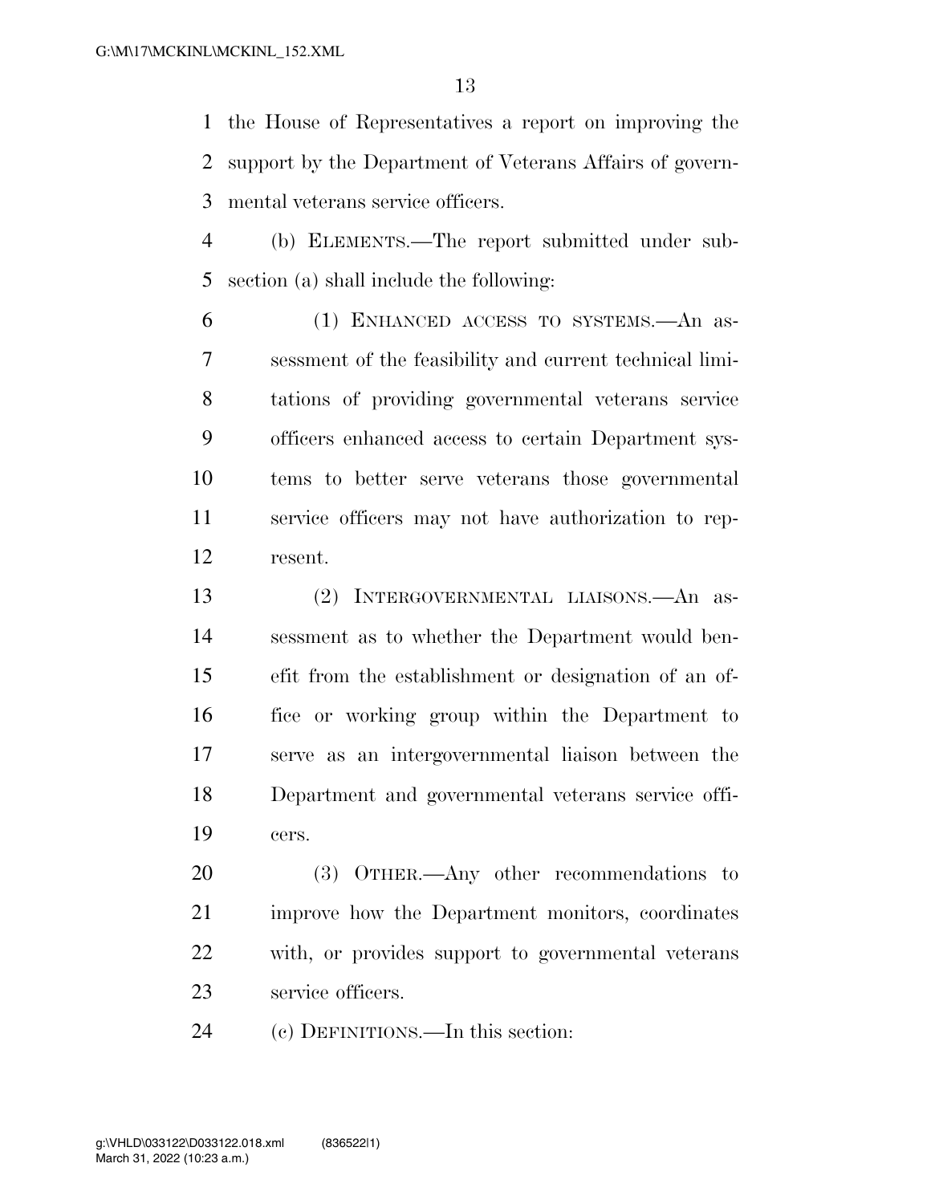the House of Representatives a report on improving the support by the Department of Veterans Affairs of governmental veterans service officers.

(b) ELEMENTS.—The report submitted under subsection (a) shall include the following:

(1) ENHANCED ACCESS TO SYSTEMS.—An assessment of the feasibility and current technical limitations of providing governmental veterans service officers enhanced access to certain Department systems to better serve veterans those governmental service officers may not have authorization to represent.

(2) INTERGOVERNMENTAL LIAISONS.—An assessment as to whether the Department would benefit from the establishment or designation of an office or working group within the Department to serve as an intergovernmental liaison between the Department and governmental veterans service officers.

(3) OTHER.—Any other recommendations to improve how the Department monitors, coordinates with, or provides support to governmental veterans service officers.

(c) DEFINITIONS.—In this section: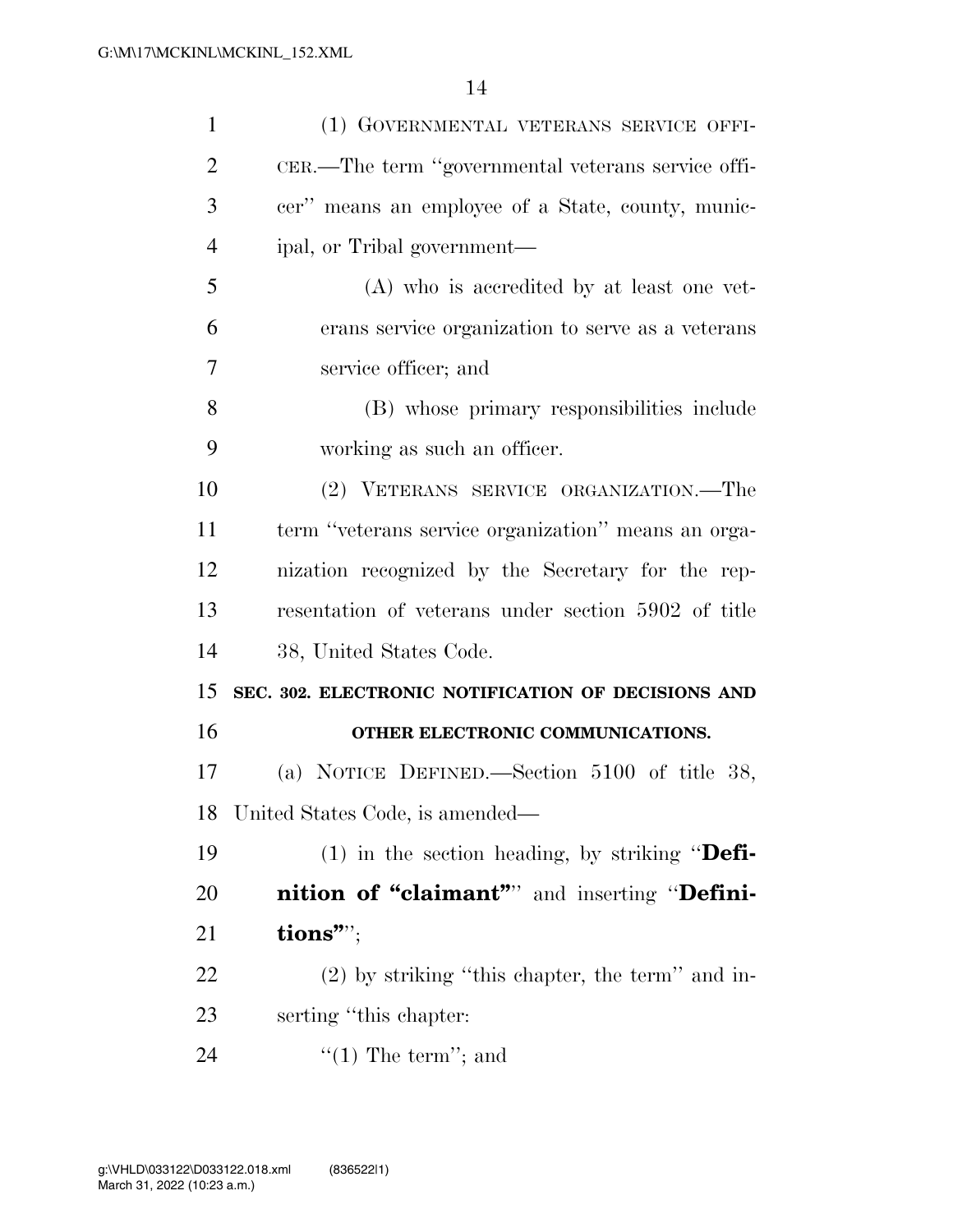(1) GOVERNMENTAL VETERANS SERVICE OFFICER.—The term "governmental veterans service officer" means an employee of a State, county, municipal, or Tribal government—

(A) who is accredited by at least one veterans service organization to serve as a veterans service officer; and

(B) whose primary responsibilities include working as such an officer.

(2) VETERANS SERVICE ORGANIZATION.—The term "veterans service organization" means an organization recognized by the Secretary for the representation of veterans under section 5902 of title 38, United States Code.

**SEC. 302. ELECTRONIC NOTIFICATION OF DECISIONS AND OTHER ELECTRONIC COMMUNICATIONS.**

(a) NOTICE DEFINED.—Section 5100 of title 38, United States Code, is amended—

(1) in the section heading, by striking "**Definition of "claimant"**" and inserting "**Definitions"**";

(2) by striking "this chapter, the term" and inserting "this chapter:

"(1) The term"; and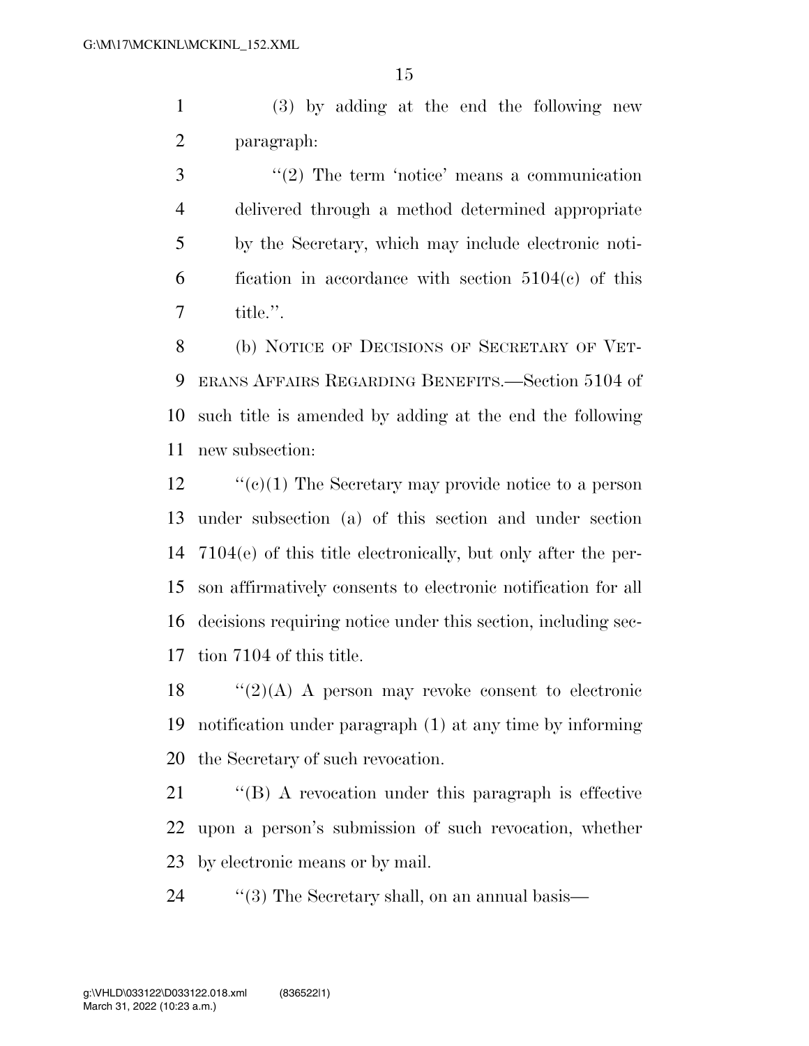(3) by adding at the end the following new paragraph:

''(2) The term 'notice' means a communication delivered through a method determined appropriate by the Secretary, which may include electronic notification in accordance with section 5104(c) of this title.''.

(b) NOTICE OF DECISIONS OF SECRETARY OF VETERANS AFFAIRS REGARDING BENEFITS.—Section 5104 of such title is amended by adding at the end the following new subsection:

''(c)(1) The Secretary may provide notice to a person under subsection (a) of this section and under section 7104(e) of this title electronically, but only after the person affirmatively consents to electronic notification for all decisions requiring notice under this section, including section 7104 of this title.

''(2)(A) A person may revoke consent to electronic notification under paragraph (1) at any time by informing the Secretary of such revocation.

''(B) A revocation under this paragraph is effective upon a person's submission of such revocation, whether by electronic means or by mail.

''(3) The Secretary shall, on an annual basis—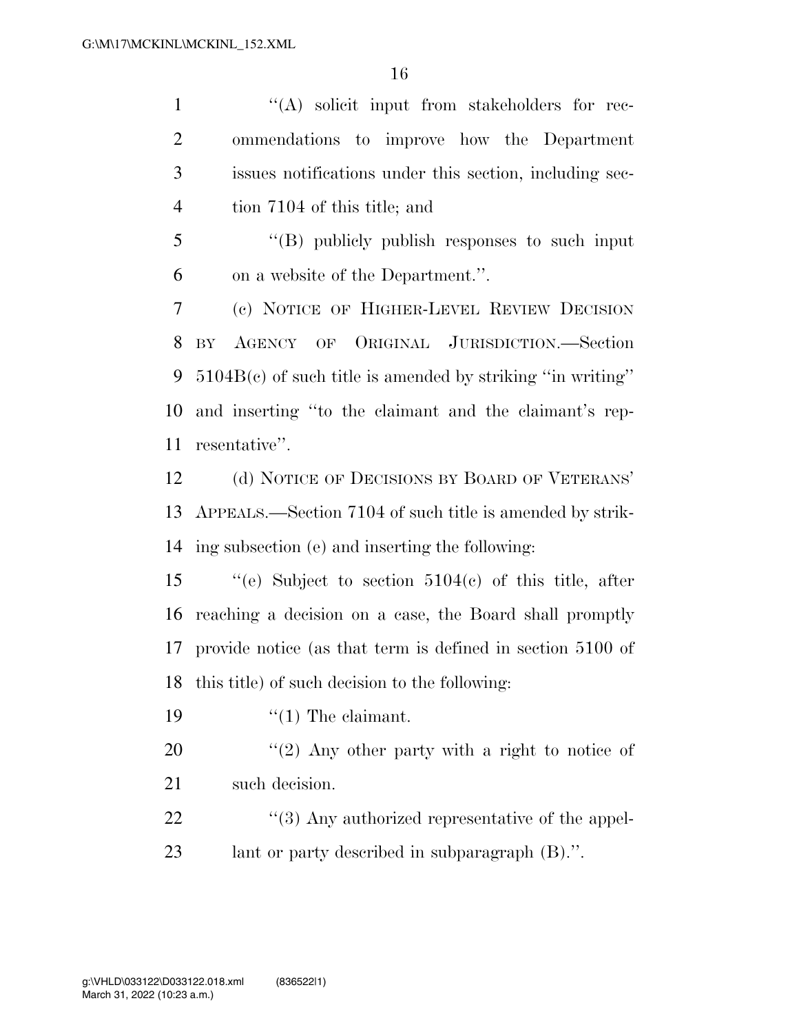''(A) solicit input from stakeholders for recommendations to improve how the Department issues notifications under this section, including section 7104 of this title; and

''(B) publicly publish responses to such input on a website of the Department.''.

(c) NOTICE OF HIGHER-LEVEL REVIEW DECISION BY AGENCY OF ORIGINAL JURISDICTION.—Section 5104B(c) of such title is amended by striking ''in writing'' and inserting ''to the claimant and the claimant's representative''.

(d) NOTICE OF DECISIONS BY BOARD OF VETERANS' APPEALS.—Section 7104 of such title is amended by striking subsection (e) and inserting the following:

''(e) Subject to section 5104(c) of this title, after reaching a decision on a case, the Board shall promptly provide notice (as that term is defined in section 5100 of this title) of such decision to the following:

''(1) The claimant.

''(2) Any other party with a right to notice of such decision.

''(3) Any authorized representative of the appellant or party described in subparagraph (B).''.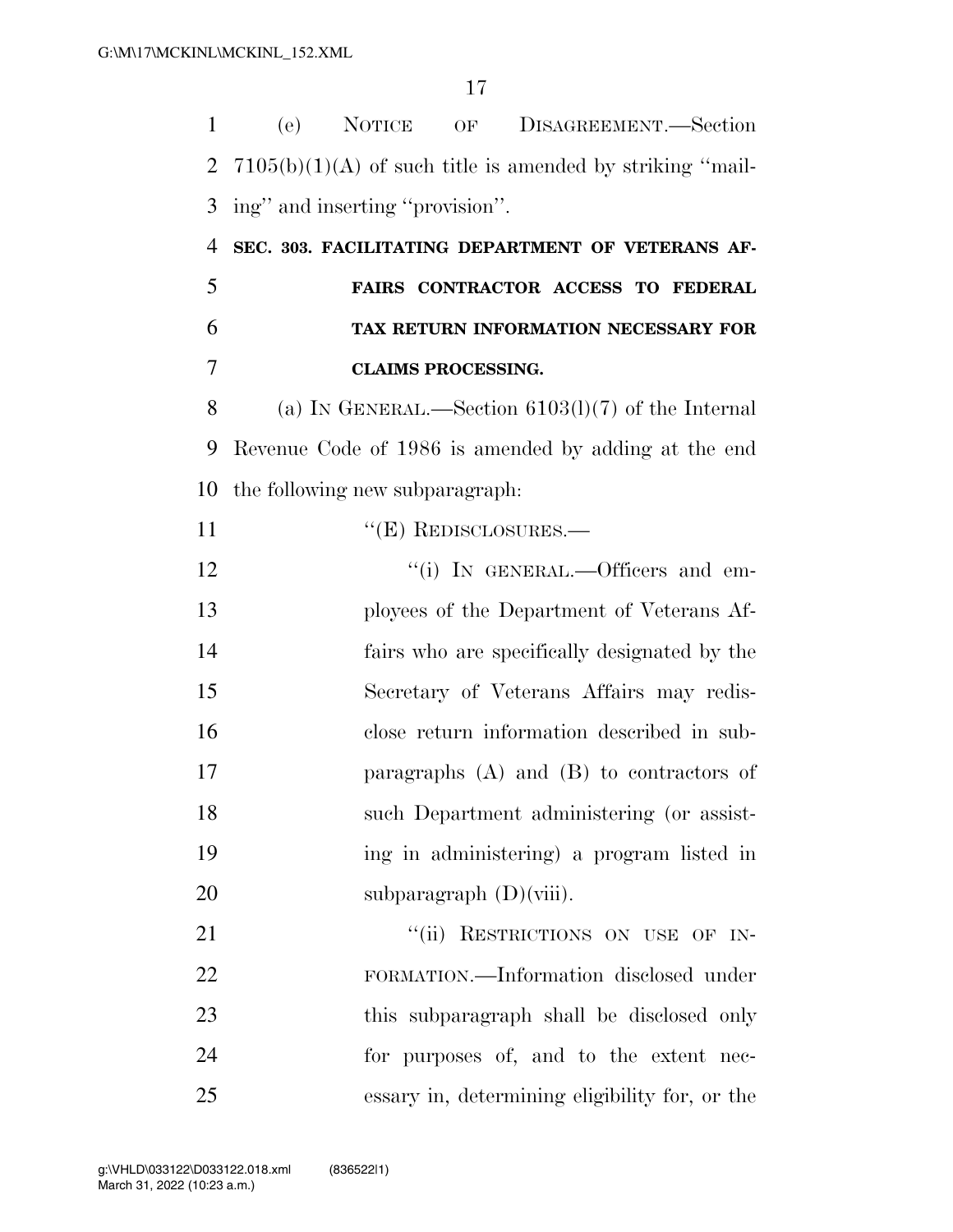(e) NOTICE OF DISAGREEMENT.—Section 7105(b)(1)(A) of such title is amended by striking ''mailing'' and inserting ''provision''.

**SEC. 303. FACILITATING DEPARTMENT OF VETERANS AFFAIRS CONTRACTOR ACCESS TO FEDERAL TAX RETURN INFORMATION NECESSARY FOR CLAIMS PROCESSING.**

(a) IN GENERAL.—Section 6103(l)(7) of the Internal Revenue Code of 1986 is amended by adding at the end the following new subparagraph:

''(E) REDISCLOSURES.—

''(i) IN GENERAL.—Officers and employees of the Department of Veterans Affairs who are specifically designated by the Secretary of Veterans Affairs may redisclose return information described in subparagraphs (A) and (B) to contractors of such Department administering (or assisting in administering) a program listed in subparagraph (D)(viii).

''(ii) RESTRICTIONS ON USE OF INFORMATION.—Information disclosed under this subparagraph shall be disclosed only for purposes of, and to the extent necessary in, determining eligibility for, or the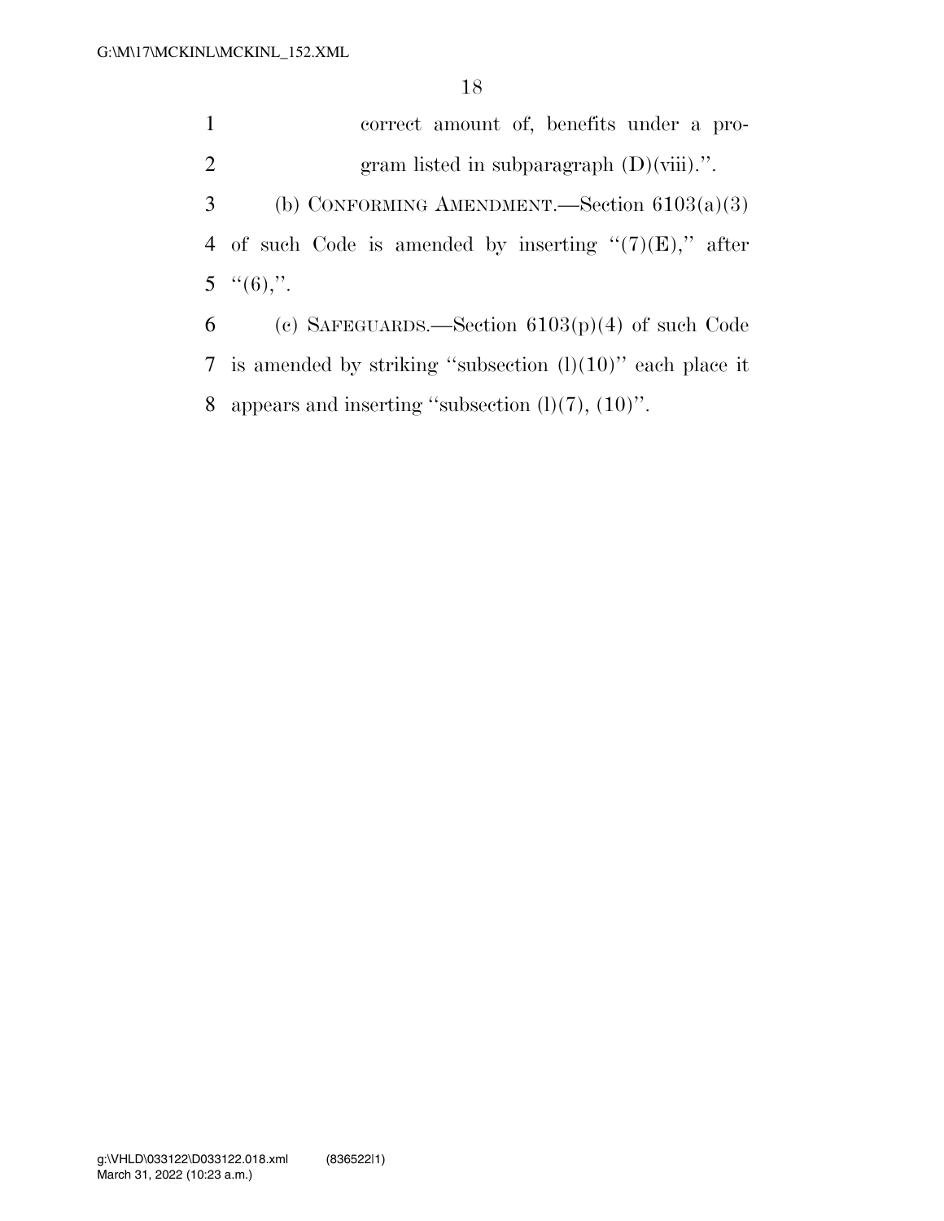correct amount of, benefits under a program listed in subparagraph (D)(viii).''.

(b) CONFORMING AMENDMENT.—Section 6103(a)(3) of such Code is amended by inserting ''(7)(E),'' after ''(6),''.

(c) SAFEGUARDS.—Section 6103(p)(4) of such Code is amended by striking ''subsection (l)(10)'' each place it appears and inserting ''subsection (l)(7), (10)''.